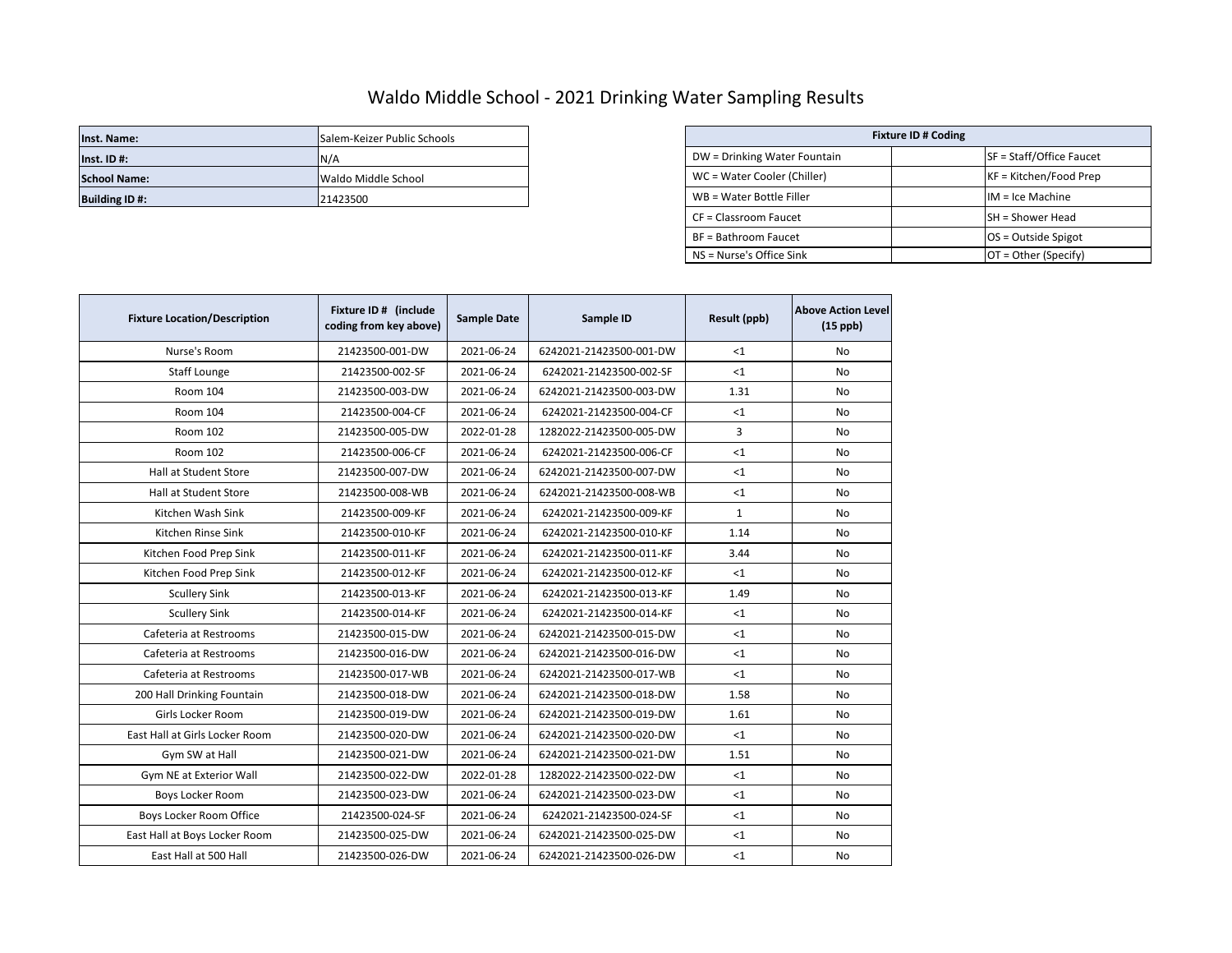# Waldo Middle School - 2021 Drinking Water Sampling Results

| | |
|---|---|
| **Inst. Name:** | Salem-Keizer Public Schools |
| **Inst. ID #:** | N/A |
| **School Name:** | Waldo Middle School |
| **Building ID #:** | 21423500 |

| Fixture ID # Coding | | |
|---|---|---|
| DW = Drinking Water Fountain | | SF = Staff/Office Faucet |
| WC = Water Cooler (Chiller) | | KF = Kitchen/Food Prep |
| WB = Water Bottle Filler | | IM = Ice Machine |
| CF = Classroom Faucet | | SH = Shower Head |
| BF = Bathroom Faucet | | OS = Outside Spigot |
| NS = Nurse's Office Sink | | OT = Other (Specify) |

| Fixture Location/Description | Fixture ID # (include coding from key above) | Sample Date | Sample ID | Result (ppb) | Above Action Level (15 ppb) |
|---|---|---|---|---|---|
| Nurse's Room | 21423500-001-DW | 2021-06-24 | 6242021-21423500-001-DW | <1 | No |
| Staff Lounge | 21423500-002-SF | 2021-06-24 | 6242021-21423500-002-SF | <1 | No |
| Room 104 | 21423500-003-DW | 2021-06-24 | 6242021-21423500-003-DW | 1.31 | No |
| Room 104 | 21423500-004-CF | 2021-06-24 | 6242021-21423500-004-CF | <1 | No |
| Room 102 | 21423500-005-DW | 2022-01-28 | 1282022-21423500-005-DW | 3 | No |
| Room 102 | 21423500-006-CF | 2021-06-24 | 6242021-21423500-006-CF | <1 | No |
| Hall at Student Store | 21423500-007-DW | 2021-06-24 | 6242021-21423500-007-DW | <1 | No |
| Hall at Student Store | 21423500-008-WB | 2021-06-24 | 6242021-21423500-008-WB | <1 | No |
| Kitchen Wash Sink | 21423500-009-KF | 2021-06-24 | 6242021-21423500-009-KF | 1 | No |
| Kitchen Rinse Sink | 21423500-010-KF | 2021-06-24 | 6242021-21423500-010-KF | 1.14 | No |
| Kitchen Food Prep Sink | 21423500-011-KF | 2021-06-24 | 6242021-21423500-011-KF | 3.44 | No |
| Kitchen Food Prep Sink | 21423500-012-KF | 2021-06-24 | 6242021-21423500-012-KF | <1 | No |
| Scullery Sink | 21423500-013-KF | 2021-06-24 | 6242021-21423500-013-KF | 1.49 | No |
| Scullery Sink | 21423500-014-KF | 2021-06-24 | 6242021-21423500-014-KF | <1 | No |
| Cafeteria at Restrooms | 21423500-015-DW | 2021-06-24 | 6242021-21423500-015-DW | <1 | No |
| Cafeteria at Restrooms | 21423500-016-DW | 2021-06-24 | 6242021-21423500-016-DW | <1 | No |
| Cafeteria at Restrooms | 21423500-017-WB | 2021-06-24 | 6242021-21423500-017-WB | <1 | No |
| 200 Hall Drinking Fountain | 21423500-018-DW | 2021-06-24 | 6242021-21423500-018-DW | 1.58 | No |
| Girls Locker Room | 21423500-019-DW | 2021-06-24 | 6242021-21423500-019-DW | 1.61 | No |
| East Hall at Girls Locker Room | 21423500-020-DW | 2021-06-24 | 6242021-21423500-020-DW | <1 | No |
| Gym SW at Hall | 21423500-021-DW | 2021-06-24 | 6242021-21423500-021-DW | 1.51 | No |
| Gym NE at Exterior Wall | 21423500-022-DW | 2022-01-28 | 1282022-21423500-022-DW | <1 | No |
| Boys Locker Room | 21423500-023-DW | 2021-06-24 | 6242021-21423500-023-DW | <1 | No |
| Boys Locker Room Office | 21423500-024-SF | 2021-06-24 | 6242021-21423500-024-SF | <1 | No |
| East Hall at Boys Locker Room | 21423500-025-DW | 2021-06-24 | 6242021-21423500-025-DW | <1 | No |
| East Hall at 500 Hall | 21423500-026-DW | 2021-06-24 | 6242021-21423500-026-DW | <1 | No |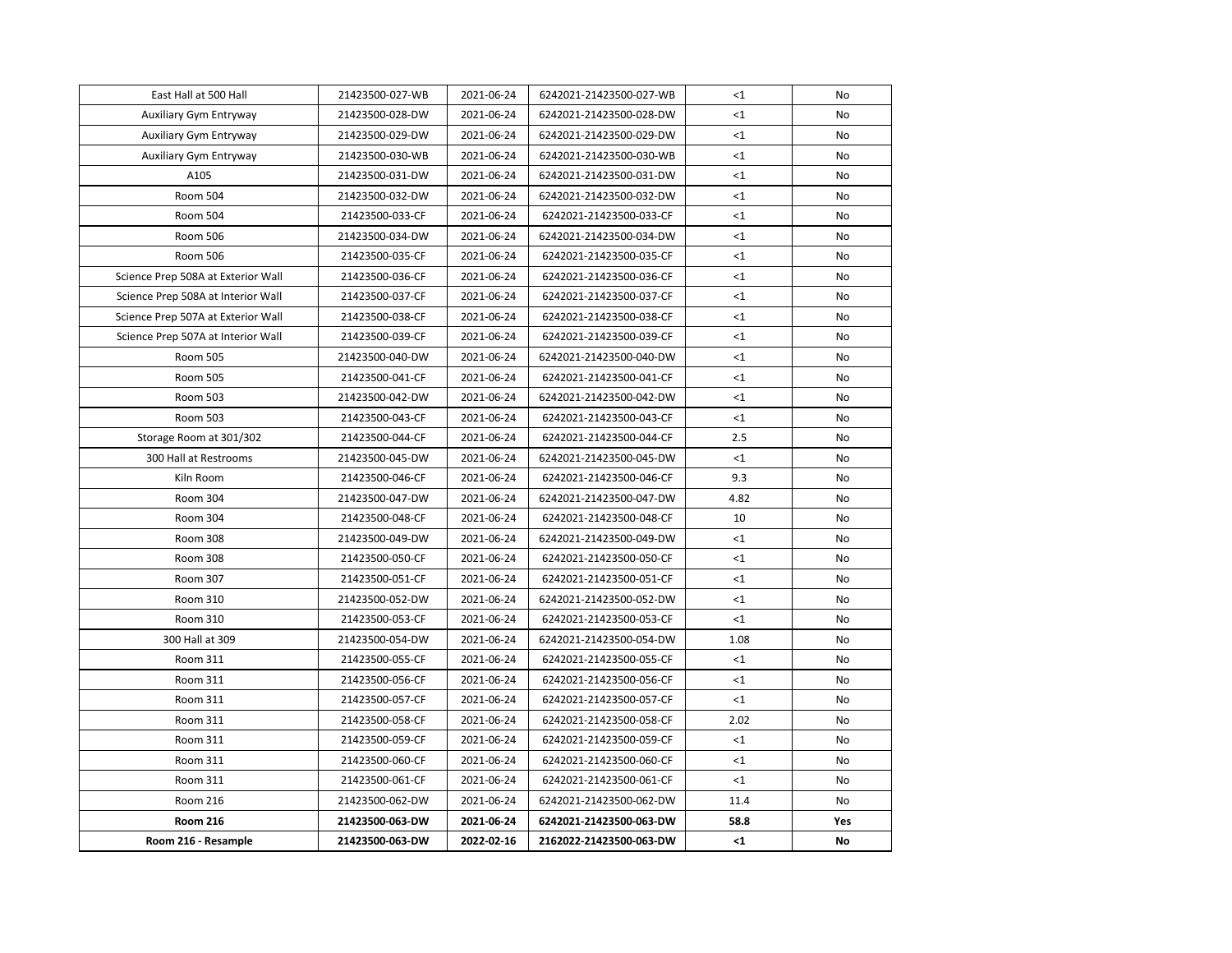| East Hall at 500 Hall | 21423500-027-WB | 2021-06-24 | 6242021-21423500-027-WB | <1 | No |
|---|---|---|---|---|---|
| Auxiliary Gym Entryway | 21423500-028-DW | 2021-06-24 | 6242021-21423500-028-DW | <1 | No |
| Auxiliary Gym Entryway | 21423500-029-DW | 2021-06-24 | 6242021-21423500-029-DW | <1 | No |
| Auxiliary Gym Entryway | 21423500-030-WB | 2021-06-24 | 6242021-21423500-030-WB | <1 | No |
| A105 | 21423500-031-DW | 2021-06-24 | 6242021-21423500-031-DW | <1 | No |
| Room 504 | 21423500-032-DW | 2021-06-24 | 6242021-21423500-032-DW | <1 | No |
| Room 504 | 21423500-033-CF | 2021-06-24 | 6242021-21423500-033-CF | <1 | No |
| Room 506 | 21423500-034-DW | 2021-06-24 | 6242021-21423500-034-DW | <1 | No |
| Room 506 | 21423500-035-CF | 2021-06-24 | 6242021-21423500-035-CF | <1 | No |
| Science Prep 508A at Exterior Wall | 21423500-036-CF | 2021-06-24 | 6242021-21423500-036-CF | <1 | No |
| Science Prep 508A at Interior Wall | 21423500-037-CF | 2021-06-24 | 6242021-21423500-037-CF | <1 | No |
| Science Prep 507A at Exterior Wall | 21423500-038-CF | 2021-06-24 | 6242021-21423500-038-CF | <1 | No |
| Science Prep 507A at Interior Wall | 21423500-039-CF | 2021-06-24 | 6242021-21423500-039-CF | <1 | No |
| Room 505 | 21423500-040-DW | 2021-06-24 | 6242021-21423500-040-DW | <1 | No |
| Room 505 | 21423500-041-CF | 2021-06-24 | 6242021-21423500-041-CF | <1 | No |
| Room 503 | 21423500-042-DW | 2021-06-24 | 6242021-21423500-042-DW | <1 | No |
| Room 503 | 21423500-043-CF | 2021-06-24 | 6242021-21423500-043-CF | <1 | No |
| Storage Room at 301/302 | 21423500-044-CF | 2021-06-24 | 6242021-21423500-044-CF | 2.5 | No |
| 300 Hall at Restrooms | 21423500-045-DW | 2021-06-24 | 6242021-21423500-045-DW | <1 | No |
| Kiln Room | 21423500-046-CF | 2021-06-24 | 6242021-21423500-046-CF | 9.3 | No |
| Room 304 | 21423500-047-DW | 2021-06-24 | 6242021-21423500-047-DW | 4.82 | No |
| Room 304 | 21423500-048-CF | 2021-06-24 | 6242021-21423500-048-CF | 10 | No |
| Room 308 | 21423500-049-DW | 2021-06-24 | 6242021-21423500-049-DW | <1 | No |
| Room 308 | 21423500-050-CF | 2021-06-24 | 6242021-21423500-050-CF | <1 | No |
| Room 307 | 21423500-051-CF | 2021-06-24 | 6242021-21423500-051-CF | <1 | No |
| Room 310 | 21423500-052-DW | 2021-06-24 | 6242021-21423500-052-DW | <1 | No |
| Room 310 | 21423500-053-CF | 2021-06-24 | 6242021-21423500-053-CF | <1 | No |
| 300 Hall at 309 | 21423500-054-DW | 2021-06-24 | 6242021-21423500-054-DW | 1.08 | No |
| Room 311 | 21423500-055-CF | 2021-06-24 | 6242021-21423500-055-CF | <1 | No |
| Room 311 | 21423500-056-CF | 2021-06-24 | 6242021-21423500-056-CF | <1 | No |
| Room 311 | 21423500-057-CF | 2021-06-24 | 6242021-21423500-057-CF | <1 | No |
| Room 311 | 21423500-058-CF | 2021-06-24 | 6242021-21423500-058-CF | 2.02 | No |
| Room 311 | 21423500-059-CF | 2021-06-24 | 6242021-21423500-059-CF | <1 | No |
| Room 311 | 21423500-060-CF | 2021-06-24 | 6242021-21423500-060-CF | <1 | No |
| Room 311 | 21423500-061-CF | 2021-06-24 | 6242021-21423500-061-CF | <1 | No |
| Room 216 | 21423500-062-DW | 2021-06-24 | 6242021-21423500-062-DW | 11.4 | No |
| **Room 216** | **21423500-063-DW** | **2021-06-24** | **6242021-21423500-063-DW** | **58.8** | **Yes** |
| **Room 216 - Resample** | **21423500-063-DW** | **2022-02-16** | **2162022-21423500-063-DW** | **<1** | **No** |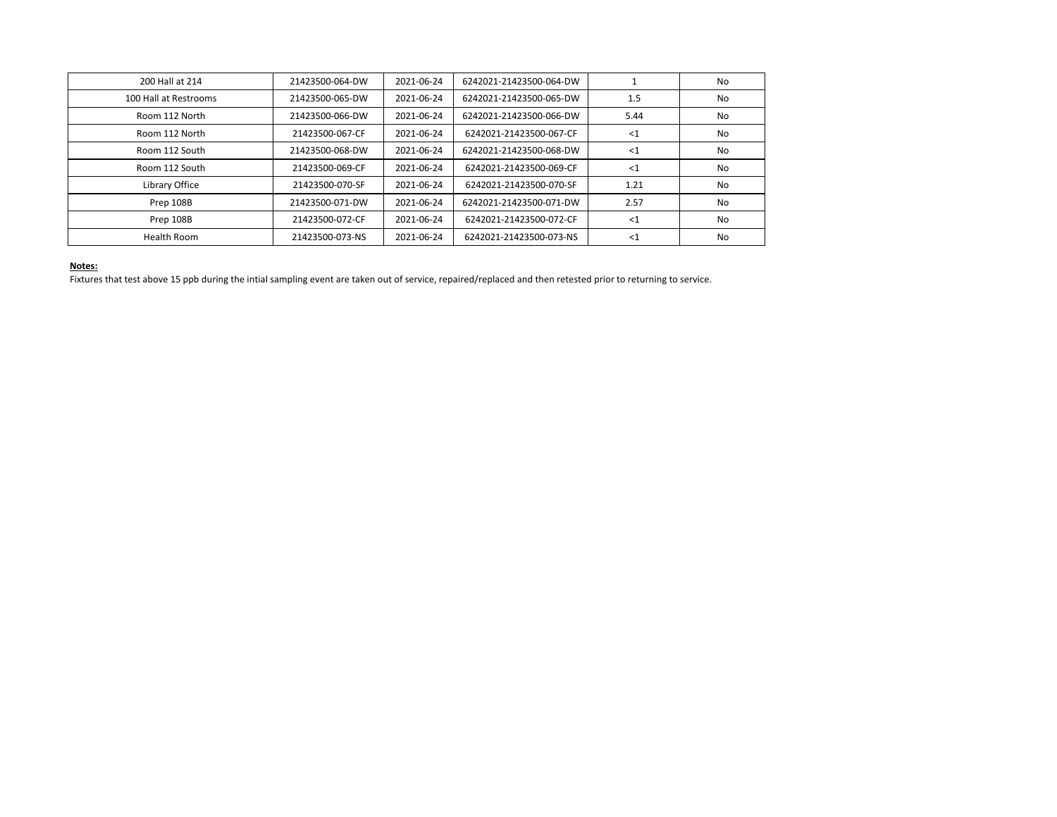| | | | | | |
|---|---|---|---|---|---|
| 200 Hall at 214 | 21423500-064-DW | 2021-06-24 | 6242021-21423500-064-DW | 1 | No |
| 100 Hall at Restrooms | 21423500-065-DW | 2021-06-24 | 6242021-21423500-065-DW | 1.5 | No |
| Room 112 North | 21423500-066-DW | 2021-06-24 | 6242021-21423500-066-DW | 5.44 | No |
| Room 112 North | 21423500-067-CF | 2021-06-24 | 6242021-21423500-067-CF | <1 | No |
| Room 112 South | 21423500-068-DW | 2021-06-24 | 6242021-21423500-068-DW | <1 | No |
| Room 112 South | 21423500-069-CF | 2021-06-24 | 6242021-21423500-069-CF | <1 | No |
| Library Office | 21423500-070-SF | 2021-06-24 | 6242021-21423500-070-SF | 1.21 | No |
| Prep 108B | 21423500-071-DW | 2021-06-24 | 6242021-21423500-071-DW | 2.57 | No |
| Prep 108B | 21423500-072-CF | 2021-06-24 | 6242021-21423500-072-CF | <1 | No |
| Health Room | 21423500-073-NS | 2021-06-24 | 6242021-21423500-073-NS | <1 | No |

**Notes:**

Fixtures that test above 15 ppb during the intial sampling event are taken out of service, repaired/replaced and then retested prior to returning to service.